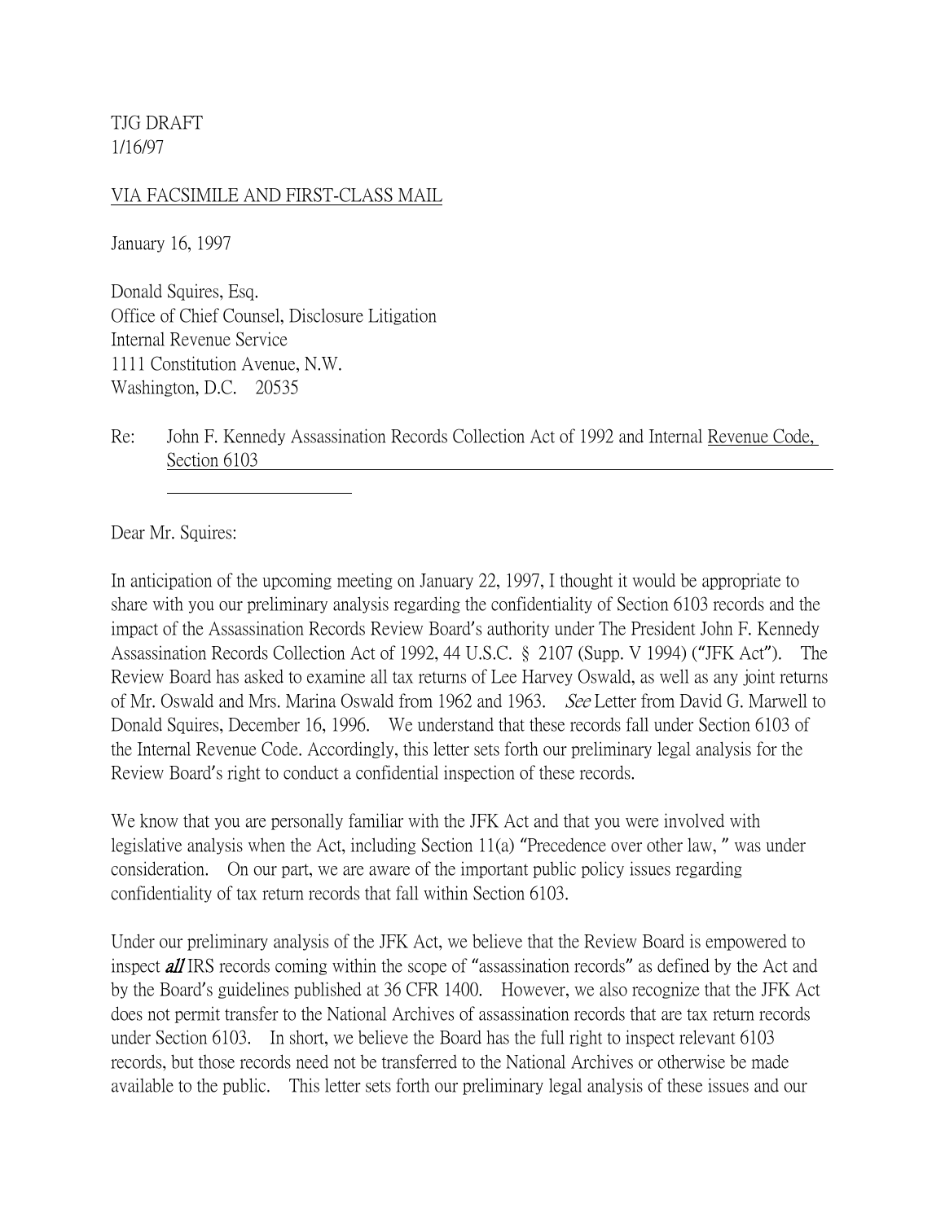TJG DRAFT
1/16/97

VIA FACSIMILE AND FIRST-CLASS MAIL

January 16, 1997

Donald Squires, Esq.
Office of Chief Counsel, Disclosure Litigation
Internal Revenue Service
1111 Constitution Avenue, N.W.
Washington, D.C. 20535

Re: John F. Kennedy Assassination Records Collection Act of 1992 and Internal Revenue Code, Section 6103

Dear Mr. Squires:

In anticipation of the upcoming meeting on January 22, 1997, I thought it would be appropriate to share with you our preliminary analysis regarding the confidentiality of Section 6103 records and the impact of the Assassination Records Review Board's authority under The President John F. Kennedy Assassination Records Collection Act of 1992, 44 U.S.C. § 2107 (Supp. V 1994) ("JFK Act"). The Review Board has asked to examine all tax returns of Lee Harvey Oswald, as well as any joint returns of Mr. Oswald and Mrs. Marina Oswald from 1962 and 1963. *See* Letter from David G. Marwell to Donald Squires, December 16, 1996. We understand that these records fall under Section 6103 of the Internal Revenue Code. Accordingly, this letter sets forth our preliminary legal analysis for the Review Board's right to conduct a confidential inspection of these records.

We know that you are personally familiar with the JFK Act and that you were involved with legislative analysis when the Act, including Section 11(a) "Precedence over other law, " was under consideration. On our part, we are aware of the important public policy issues regarding confidentiality of tax return records that fall within Section 6103.

Under our preliminary analysis of the JFK Act, we believe that the Review Board is empowered to inspect ***all*** IRS records coming within the scope of "assassination records" as defined by the Act and by the Board's guidelines published at 36 CFR 1400. However, we also recognize that the JFK Act does not permit transfer to the National Archives of assassination records that are tax return records under Section 6103. In short, we believe the Board has the full right to inspect relevant 6103 records, but those records need not be transferred to the National Archives or otherwise be made available to the public. This letter sets forth our preliminary legal analysis of these issues and our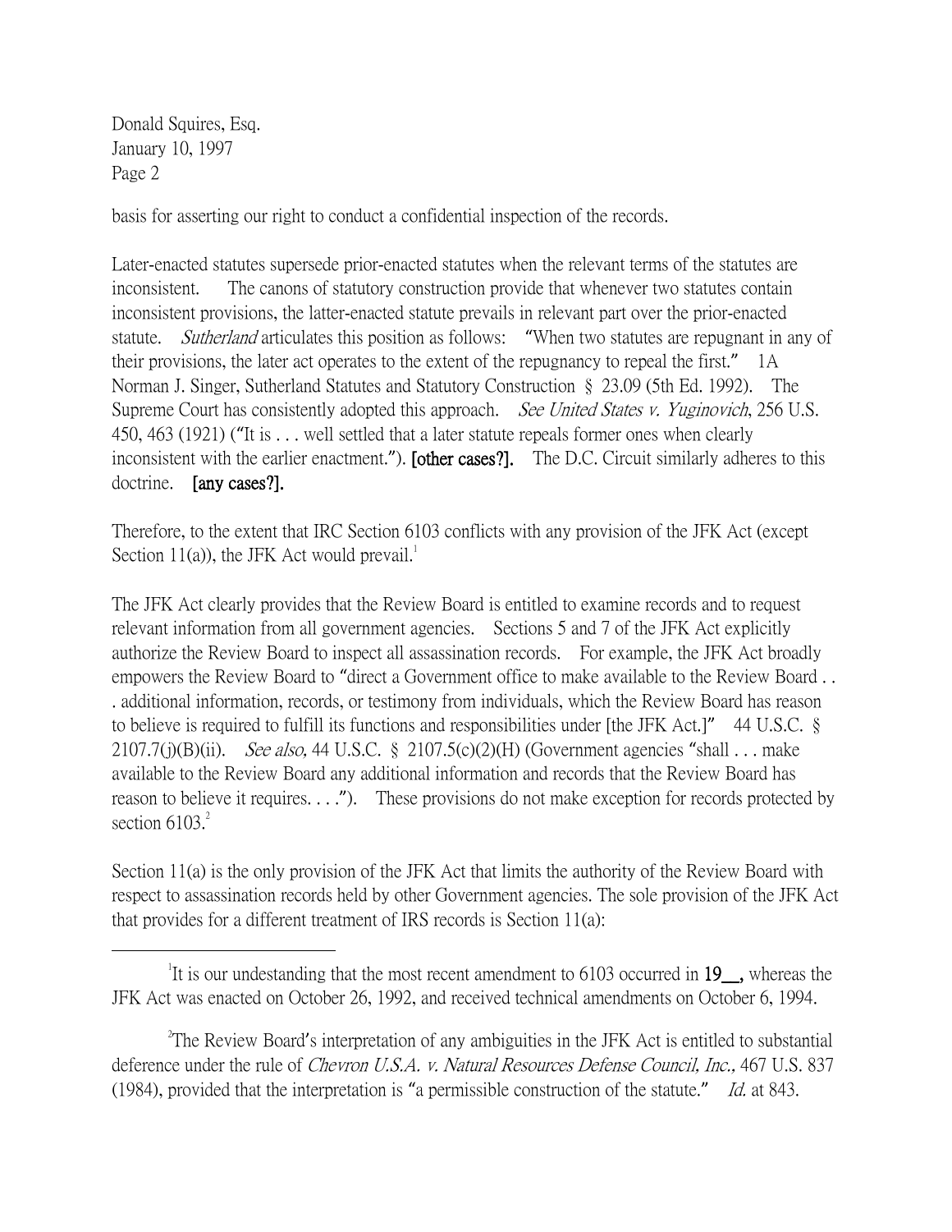basis for asserting our right to conduct a confidential inspection of the records.

Later-enacted statutes supersede prior-enacted statutes when the relevant terms of the statutes are inconsistent. The canons of statutory construction provide that whenever two statutes contain inconsistent provisions, the latter-enacted statute prevails in relevant part over the prior-enacted statute. *Sutherland* articulates this position as follows: "When two statutes are repugnant in any of their provisions, the later act operates to the extent of the repugnancy to repeal the first." 1A Norman J. Singer, Sutherland Statutes and Statutory Construction § 23.09 (5th Ed. 1992). The Supreme Court has consistently adopted this approach. *See United States v. Yuginovich*, 256 U.S. 450, 463 (1921) ("It is . . . well settled that a later statute repeals former ones when clearly inconsistent with the earlier enactment."). **[other cases?].** The D.C. Circuit similarly adheres to this doctrine. **[any cases?].**

Therefore, to the extent that IRC Section 6103 conflicts with any provision of the JFK Act (except Section 11(a)), the JFK Act would prevail.[1]

The JFK Act clearly provides that the Review Board is entitled to examine records and to request relevant information from all government agencies. Sections 5 and 7 of the JFK Act explicitly authorize the Review Board to inspect all assassination records. For example, the JFK Act broadly empowers the Review Board to "direct a Government office to make available to the Review Board . . . additional information, records, or testimony from individuals, which the Review Board has reason to believe is required to fulfill its functions and responsibilities under [the JFK Act.]" 44 U.S.C. § 2107.7(j)(B)(ii). *See also,* 44 U.S.C. § 2107.5(c)(2)(H) (Government agencies "shall . . . make available to the Review Board any additional information and records that the Review Board has reason to believe it requires. . . ."). These provisions do not make exception for records protected by section 6103.[2]

Section 11(a) is the only provision of the JFK Act that limits the authority of the Review Board with respect to assassination records held by other Government agencies. The sole provision of the JFK Act that provides for a different treatment of IRS records is Section 11(a):

---

[1] It is our undestanding that the most recent amendment to 6103 occurred in **19__,** whereas the JFK Act was enacted on October 26, 1992, and received technical amendments on October 6, 1994.

[2] The Review Board's interpretation of any ambiguities in the JFK Act is entitled to substantial deference under the rule of *Chevron U.S.A. v. Natural Resources Defense Council, Inc.,* 467 U.S. 837 (1984), provided that the interpretation is "a permissible construction of the statute." *Id.* at 843.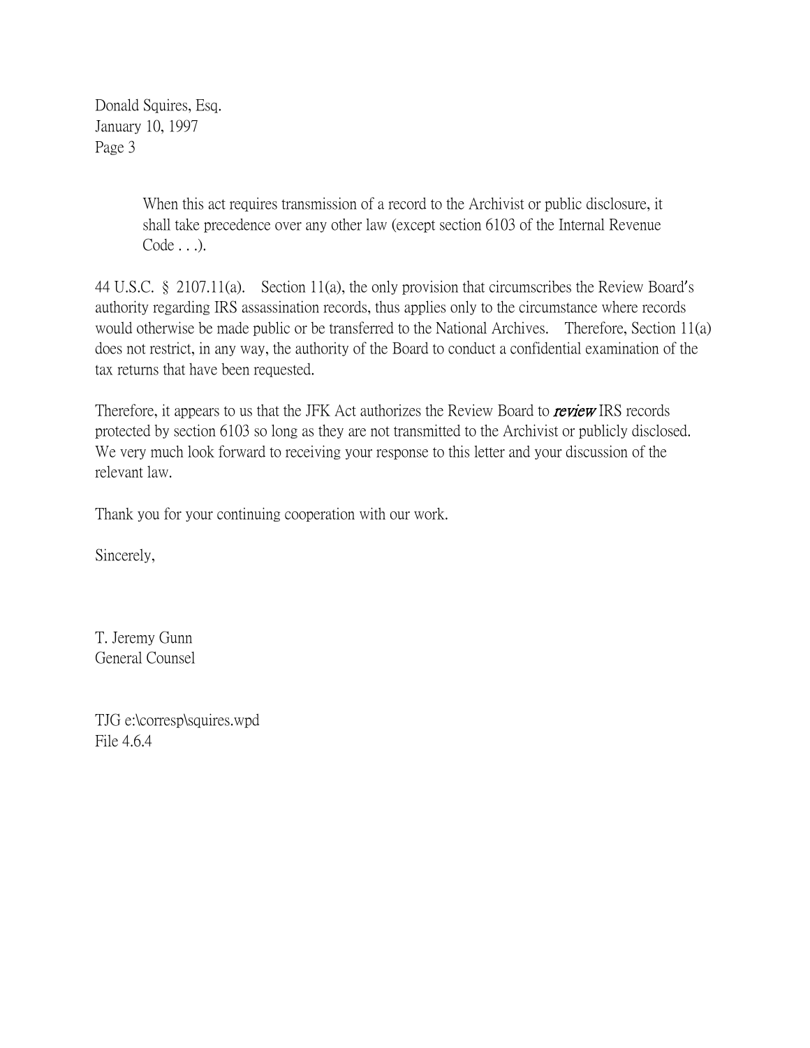> When this act requires transmission of a record to the Archivist or public disclosure, it shall take precedence over any other law (except section 6103 of the Internal Revenue Code . . .).

44 U.S.C. § 2107.11(a). Section 11(a), the only provision that circumscribes the Review Board's authority regarding IRS assassination records, thus applies only to the circumstance where records would otherwise be made public or be transferred to the National Archives. Therefore, Section 11(a) does not restrict, in any way, the authority of the Board to conduct a confidential examination of the tax returns that have been requested.

Therefore, it appears to us that the JFK Act authorizes the Review Board to ***review*** IRS records protected by section 6103 so long as they are not transmitted to the Archivist or publicly disclosed. We very much look forward to receiving your response to this letter and your discussion of the relevant law.

Thank you for your continuing cooperation with our work.

Sincerely,

T. Jeremy Gunn
General Counsel

TJG e:\corresp\squires.wpd
File 4.6.4